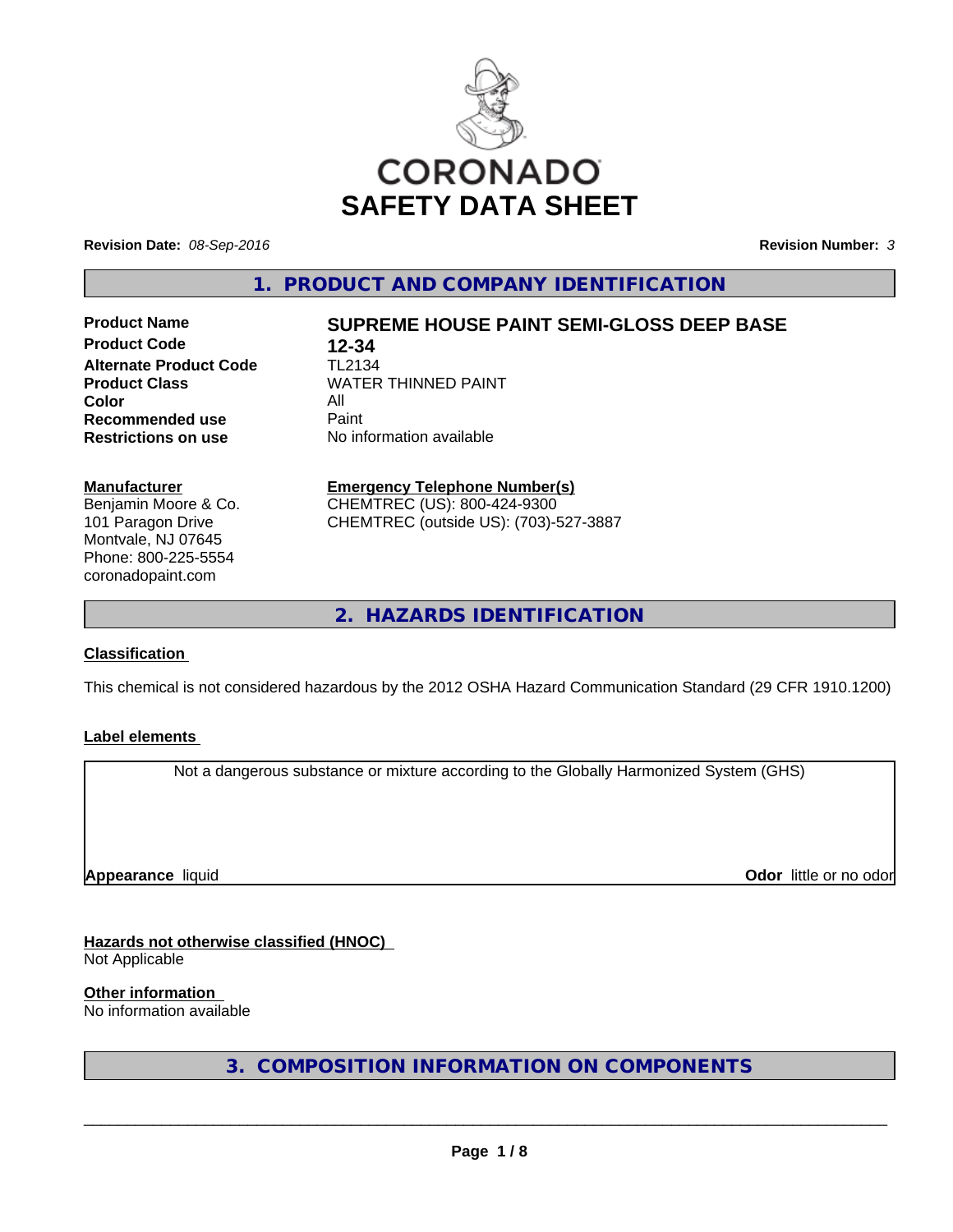CORONADO

# SAFETY DATA SHEET

**Revision Date:** *08-Sep-2016* **Revision Number:** *3*

## 1. PRODUCT AND COMPANY IDENTIFICATION

| | |
|---|---|
| **Product Name** | **SUPREME HOUSE PAINT SEMI-GLOSS DEEP BASE** |
| **Product Code** | **12-34** |
| **Alternate Product Code** | TL2134 |
| **Product Class** | WATER THINNED PAINT |
| **Color** | All |
| **Recommended use** | Paint |
| **Restrictions on use** | No information available |

**Manufacturer**
Benjamin Moore & Co.
101 Paragon Drive
Montvale, NJ 07645
Phone: 800-225-5554
coronadopaint.com

**Emergency Telephone Number(s)**
CHEMTREC (US): 800-424-9300
CHEMTREC (outside US): (703)-527-3887

## 2. HAZARDS IDENTIFICATION

**Classification**

This chemical is not considered hazardous by the 2012 OSHA Hazard Communication Standard (29 CFR 1910.1200)

**Label elements**

Not a dangerous substance or mixture according to the Globally Harmonized System (GHS)

**Appearance** liquid **Odor** little or no odor

**Hazards not otherwise classified (HNOC)**
Not Applicable

**Other information**
No information available

## 3. COMPOSITION INFORMATION ON COMPONENTS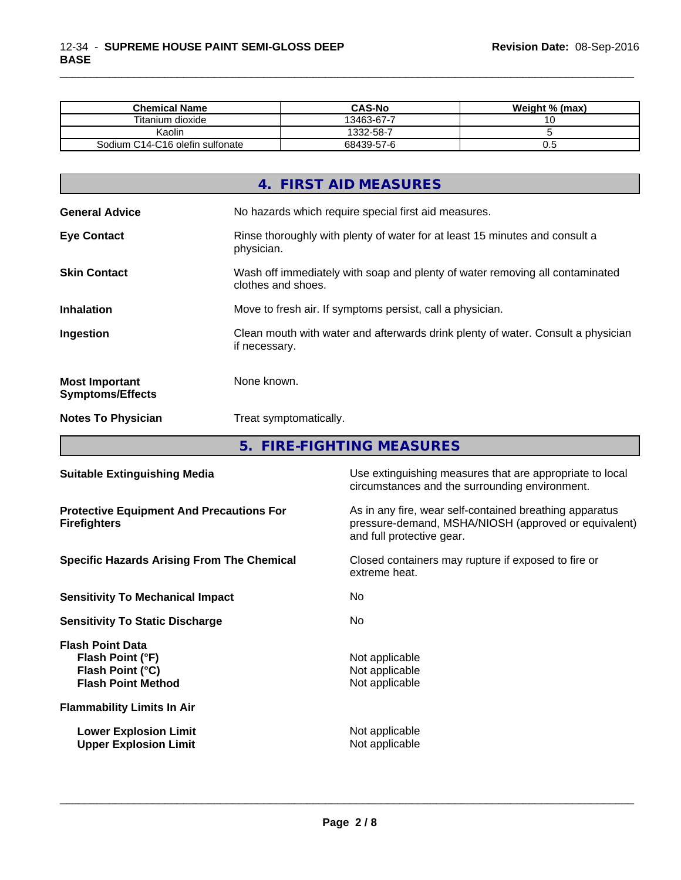| Chemical Name | CAS-No | Weight % (max) |
|---|---|---|
| Titanium dioxide | 13463-67-7 | 10 |
| Kaolin | 1332-58-7 | 5 |
| Sodium C14-C16 olefin sulfonate | 68439-57-6 | 0.5 |

## 4. FIRST AID MEASURES

**General Advice** No hazards which require special first aid measures.

**Eye Contact** Rinse thoroughly with plenty of water for at least 15 minutes and consult a physician.

**Skin Contact** Wash off immediately with soap and plenty of water removing all contaminated clothes and shoes.

**Inhalation** Move to fresh air. If symptoms persist, call a physician.

**Ingestion** Clean mouth with water and afterwards drink plenty of water. Consult a physician if necessary.

**Most Important Symptoms/Effects** None known.

**Notes To Physician** Treat symptomatically.

## 5. FIRE-FIGHTING MEASURES

**Suitable Extinguishing Media** Use extinguishing measures that are appropriate to local circumstances and the surrounding environment.

**Protective Equipment And Precautions For Firefighters** As in any fire, wear self-contained breathing apparatus pressure-demand, MSHA/NIOSH (approved or equivalent) and full protective gear.

**Specific Hazards Arising From The Chemical** Closed containers may rupture if exposed to fire or extreme heat.

**Sensitivity To Mechanical Impact** No

**Sensitivity To Static Discharge** No

**Flash Point Data**
**Flash Point (°F)** Not applicable
**Flash Point (°C)** Not applicable
**Flash Point Method** Not applicable

**Flammability Limits In Air**

**Lower Explosion Limit** Not applicable
**Upper Explosion Limit** Not applicable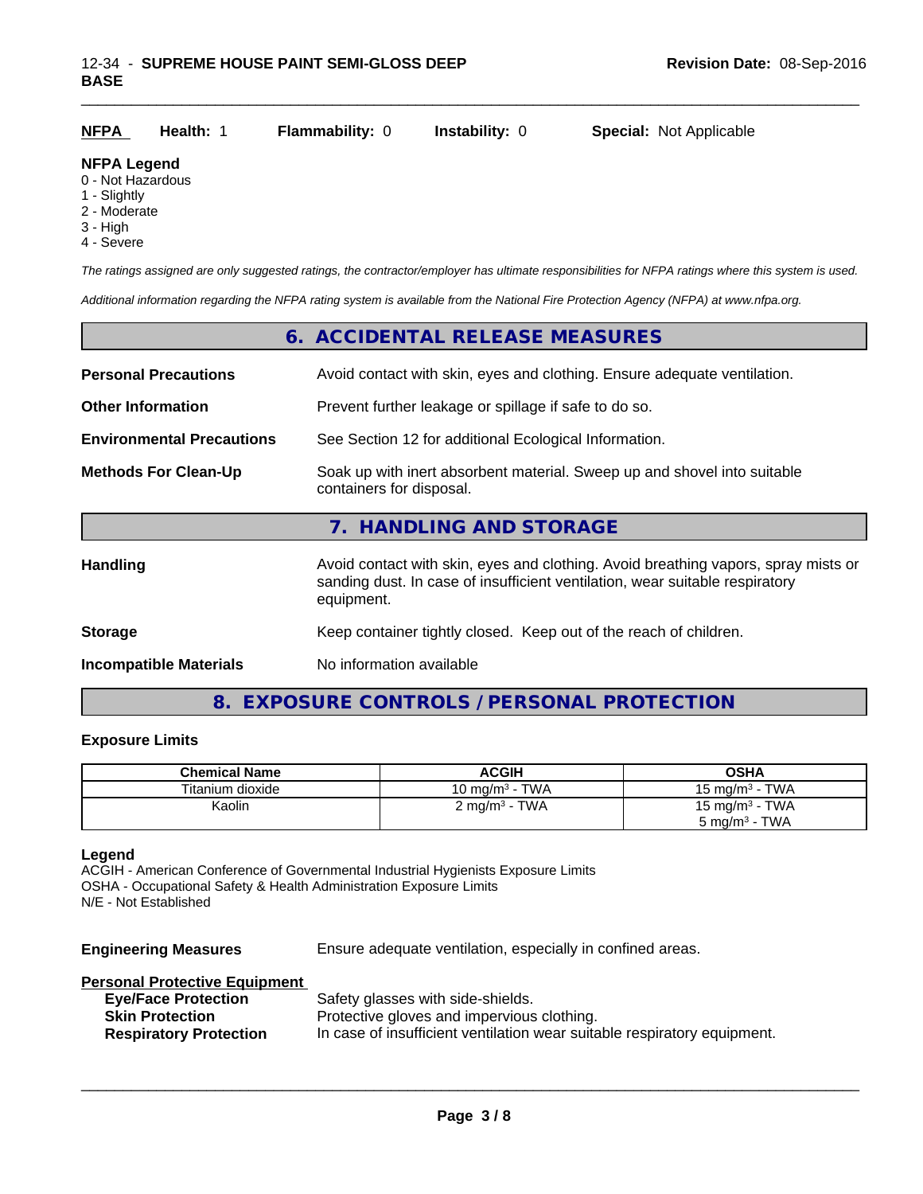**NFPA** **Health:** 1 **Flammability:** 0 **Instability:** 0 **Special:** Not Applicable

**NFPA Legend**
0 - Not Hazardous
1 - Slightly
2 - Moderate
3 - High
4 - Severe

*The ratings assigned are only suggested ratings, the contractor/employer has ultimate responsibilities for NFPA ratings where this system is used.*

*Additional information regarding the NFPA rating system is available from the National Fire Protection Agency (NFPA) at www.nfpa.org.*

## 6. ACCIDENTAL RELEASE MEASURES

**Personal Precautions** Avoid contact with skin, eyes and clothing. Ensure adequate ventilation.

**Other Information** Prevent further leakage or spillage if safe to do so.

**Environmental Precautions** See Section 12 for additional Ecological Information.

**Methods For Clean-Up** Soak up with inert absorbent material. Sweep up and shovel into suitable containers for disposal.

## 7. HANDLING AND STORAGE

**Handling** Avoid contact with skin, eyes and clothing. Avoid breathing vapors, spray mists or sanding dust. In case of insufficient ventilation, wear suitable respiratory equipment.

**Storage** Keep container tightly closed. Keep out of the reach of children.

**Incompatible Materials** No information available

## 8. EXPOSURE CONTROLS / PERSONAL PROTECTION

### Exposure Limits

| Chemical Name | ACGIH | OSHA |
|---|---|---|
| Titanium dioxide | 10 mg/m$^3$ - TWA | 15 mg/m$^3$ - TWA |
| Kaolin | 2 mg/m$^3$ - TWA | 15 mg/m$^3$ - TWA<br>5 mg/m$^3$ - TWA |

**Legend**
ACGIH - American Conference of Governmental Industrial Hygienists Exposure Limits
OSHA - Occupational Safety & Health Administration Exposure Limits
N/E - Not Established

**Engineering Measures** Ensure adequate ventilation, especially in confined areas.

**Personal Protective Equipment**

**Eye/Face Protection** Safety glasses with side-shields.
**Skin Protection** Protective gloves and impervious clothing.
**Respiratory Protection** In case of insufficient ventilation wear suitable respiratory equipment.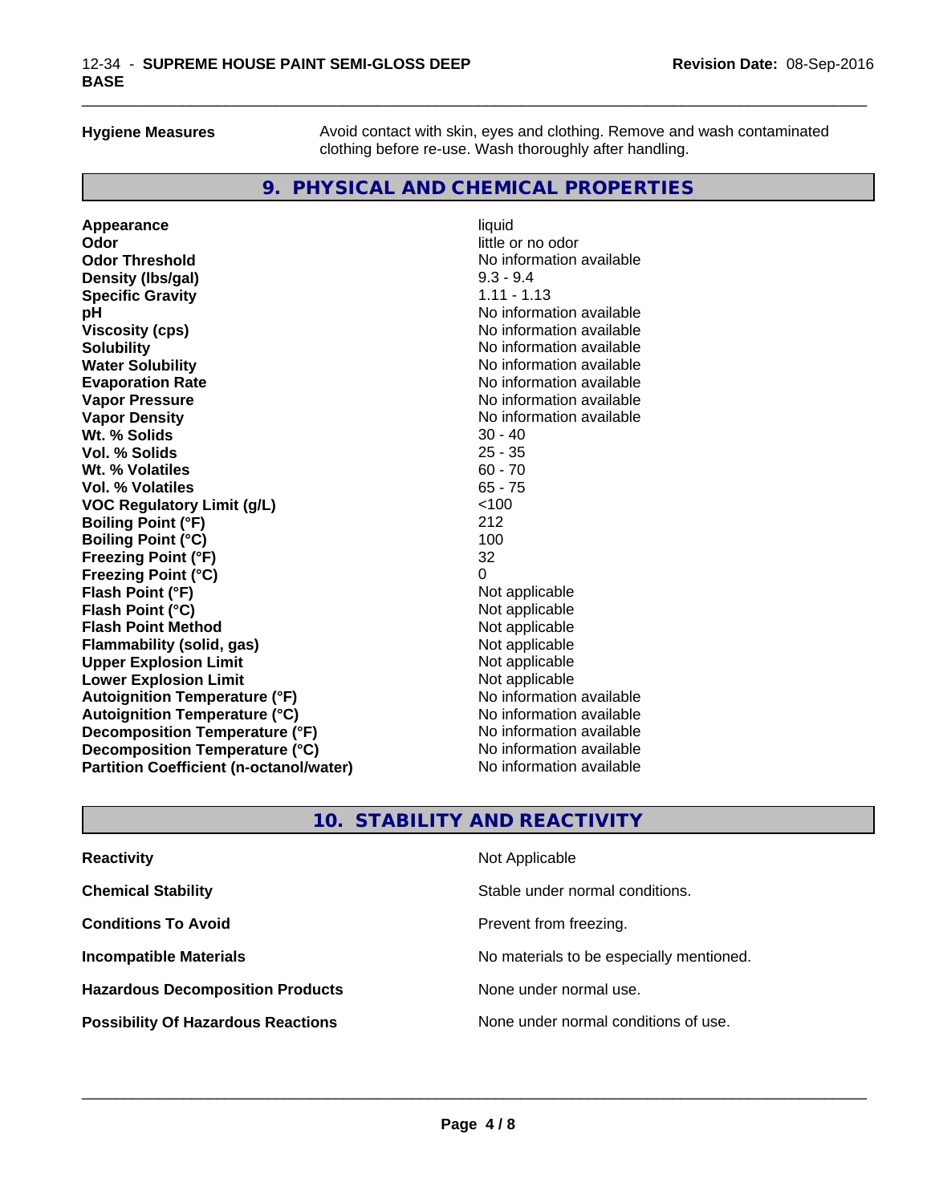**Hygiene Measures** Avoid contact with skin, eyes and clothing. Remove and wash contaminated clothing before re-use. Wash thoroughly after handling.

## 9. PHYSICAL AND CHEMICAL PROPERTIES

| Property | Value |
|---|---|
| **Appearance** | liquid |
| **Odor** | little or no odor |
| **Odor Threshold** | No information available |
| **Density (lbs/gal)** | 9.3 - 9.4 |
| **Specific Gravity** | 1.11 - 1.13 |
| **pH** | No information available |
| **Viscosity (cps)** | No information available |
| **Solubility** | No information available |
| **Water Solubility** | No information available |
| **Evaporation Rate** | No information available |
| **Vapor Pressure** | No information available |
| **Vapor Density** | No information available |
| **Wt. % Solids** | 30 - 40 |
| **Vol. % Solids** | 25 - 35 |
| **Wt. % Volatiles** | 60 - 70 |
| **Vol. % Volatiles** | 65 - 75 |
| **VOC Regulatory Limit (g/L)** | <100 |
| **Boiling Point (°F)** | 212 |
| **Boiling Point (°C)** | 100 |
| **Freezing Point (°F)** | 32 |
| **Freezing Point (°C)** | 0 |
| **Flash Point (°F)** | Not applicable |
| **Flash Point (°C)** | Not applicable |
| **Flash Point Method** | Not applicable |
| **Flammability (solid, gas)** | Not applicable |
| **Upper Explosion Limit** | Not applicable |
| **Lower Explosion Limit** | Not applicable |
| **Autoignition Temperature (°F)** | No information available |
| **Autoignition Temperature (°C)** | No information available |
| **Decomposition Temperature (°F)** | No information available |
| **Decomposition Temperature (°C)** | No information available |
| **Partition Coefficient (n-octanol/water)** | No information available |

## 10. STABILITY AND REACTIVITY

| Property | Value |
|---|---|
| **Reactivity** | Not Applicable |
| **Chemical Stability** | Stable under normal conditions. |
| **Conditions To Avoid** | Prevent from freezing. |
| **Incompatible Materials** | No materials to be especially mentioned. |
| **Hazardous Decomposition Products** | None under normal use. |
| **Possibility Of Hazardous Reactions** | None under normal conditions of use. |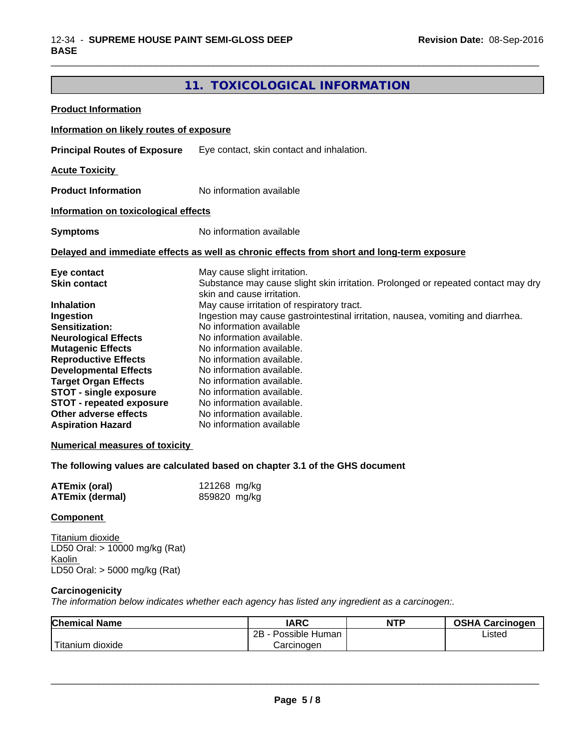## 11. TOXICOLOGICAL INFORMATION

**Product Information**

**Information on likely routes of exposure**

**Principal Routes of Exposure** Eye contact, skin contact and inhalation.

**Acute Toxicity**

**Product Information** No information available

**Information on toxicological effects**

**Symptoms** No information available

**Delayed and immediate effects as well as chronic effects from short and long-term exposure**

| | |
|---|---|
| **Eye contact** | May cause slight irritation. |
| **Skin contact** | Substance may cause slight skin irritation. Prolonged or repeated contact may dry skin and cause irritation. |
| **Inhalation** | May cause irritation of respiratory tract. |
| **Ingestion** | Ingestion may cause gastrointestinal irritation, nausea, vomiting and diarrhea. |
| **Sensitization:** | No information available |
| **Neurological Effects** | No information available. |
| **Mutagenic Effects** | No information available. |
| **Reproductive Effects** | No information available. |
| **Developmental Effects** | No information available. |
| **Target Organ Effects** | No information available. |
| **STOT - single exposure** | No information available. |
| **STOT - repeated exposure** | No information available. |
| **Other adverse effects** | No information available. |
| **Aspiration Hazard** | No information available |

**Numerical measures of toxicity**

**The following values are calculated based on chapter 3.1 of the GHS document**

**ATEmix (oral)** 121268 mg/kg
**ATEmix (dermal)** 859820 mg/kg

**Component**

Titanium dioxide
LD50 Oral: > 10000 mg/kg (Rat)
Kaolin
LD50 Oral: > 5000 mg/kg (Rat)

**Carcinogenicity**

*The information below indicates whether each agency has listed any ingredient as a carcinogen:.*

| Chemical Name | IARC | NTP | OSHA Carcinogen |
|---|---|---|---|
| Titanium dioxide | 2B - Possible Human Carcinogen | | Listed |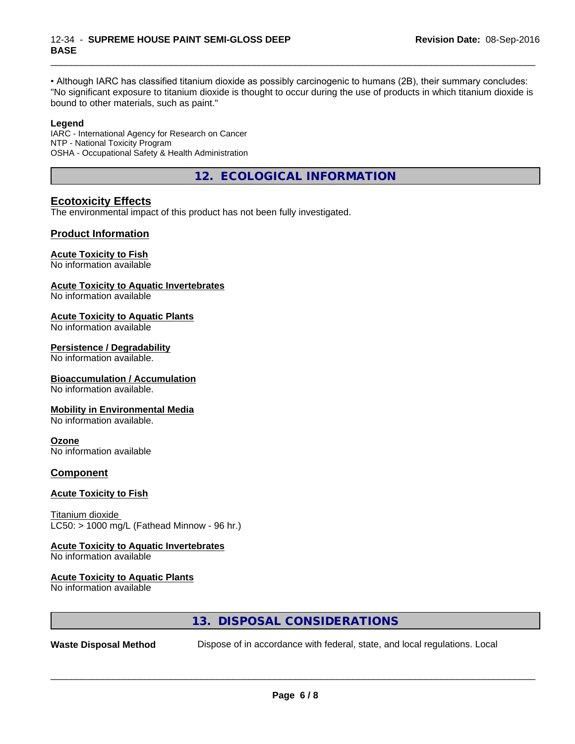• Although IARC has classified titanium dioxide as possibly carcinogenic to humans (2B), their summary concludes: "No significant exposure to titanium dioxide is thought to occur during the use of products in which titanium dioxide is bound to other materials, such as paint."

**Legend**

IARC - International Agency for Research on Cancer
NTP - National Toxicity Program
OSHA - Occupational Safety & Health Administration

## 12. ECOLOGICAL INFORMATION

### Ecotoxicity Effects

The environmental impact of this product has not been fully investigated.

### Product Information

**Acute Toxicity to Fish**
No information available

**Acute Toxicity to Aquatic Invertebrates**
No information available

**Acute Toxicity to Aquatic Plants**
No information available

**Persistence / Degradability**
No information available.

**Bioaccumulation / Accumulation**
No information available.

**Mobility in Environmental Media**
No information available.

**Ozone**
No information available

### Component

**Acute Toxicity to Fish**

Titanium dioxide
LC50: > 1000 mg/L (Fathead Minnow - 96 hr.)

**Acute Toxicity to Aquatic Invertebrates**
No information available

**Acute Toxicity to Aquatic Plants**
No information available

## 13. DISPOSAL CONSIDERATIONS

**Waste Disposal Method** Dispose of in accordance with federal, state, and local regulations. Local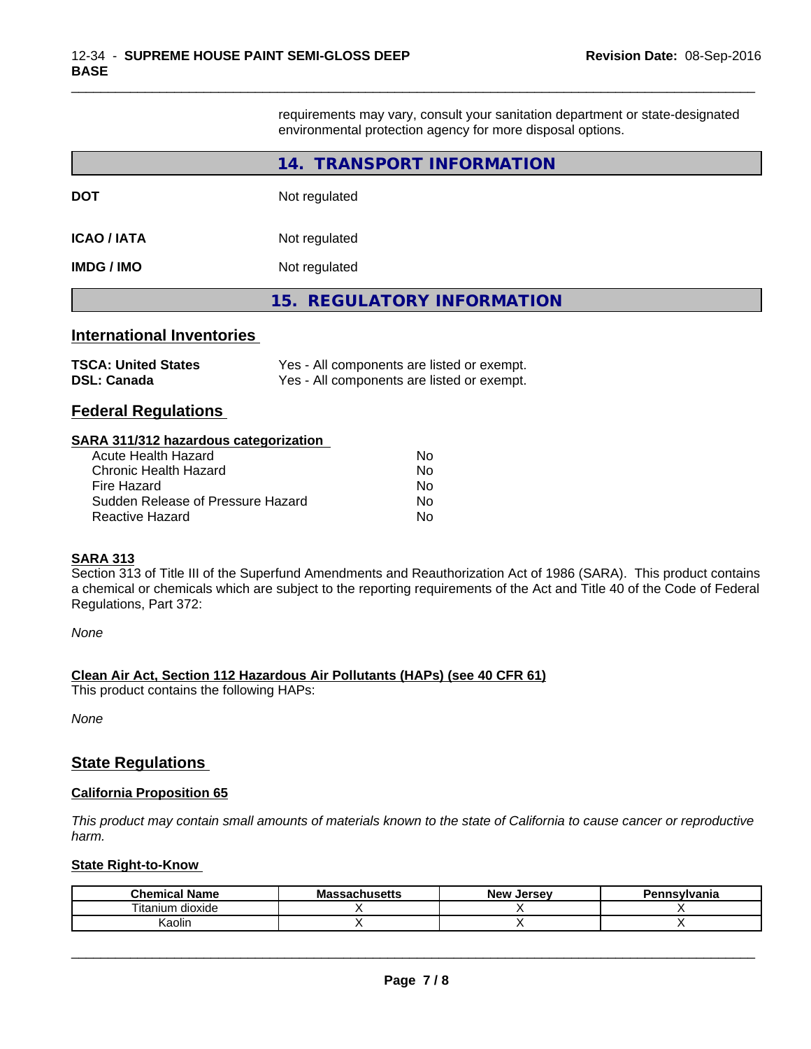requirements may vary, consult your sanitation department or state-designated environmental protection agency for more disposal options.

## 14. TRANSPORT INFORMATION

**DOT** Not regulated

**ICAO / IATA** Not regulated

**IMDG / IMO** Not regulated

## 15. REGULATORY INFORMATION

### International Inventories

**TSCA: United States** Yes - All components are listed or exempt.
**DSL: Canada** Yes - All components are listed or exempt.

### Federal Regulations

**SARA 311/312 hazardous categorization**

| | |
|---|---|
| Acute Health Hazard | No |
| Chronic Health Hazard | No |
| Fire Hazard | No |
| Sudden Release of Pressure Hazard | No |
| Reactive Hazard | No |

**SARA 313**
Section 313 of Title III of the Superfund Amendments and Reauthorization Act of 1986 (SARA). This product contains a chemical or chemicals which are subject to the reporting requirements of the Act and Title 40 of the Code of Federal Regulations, Part 372:

*None*

**Clean Air Act, Section 112 Hazardous Air Pollutants (HAPs) (see 40 CFR 61)**
This product contains the following HAPs:

*None*

### State Regulations

**California Proposition 65**

*This product may contain small amounts of materials known to the state of California to cause cancer or reproductive harm.*

**State Right-to-Know**

| Chemical Name | Massachusetts | New Jersey | Pennsylvania |
|---|---|---|---|
| Titanium dioxide | X | X | X |
| Kaolin | X | X | X |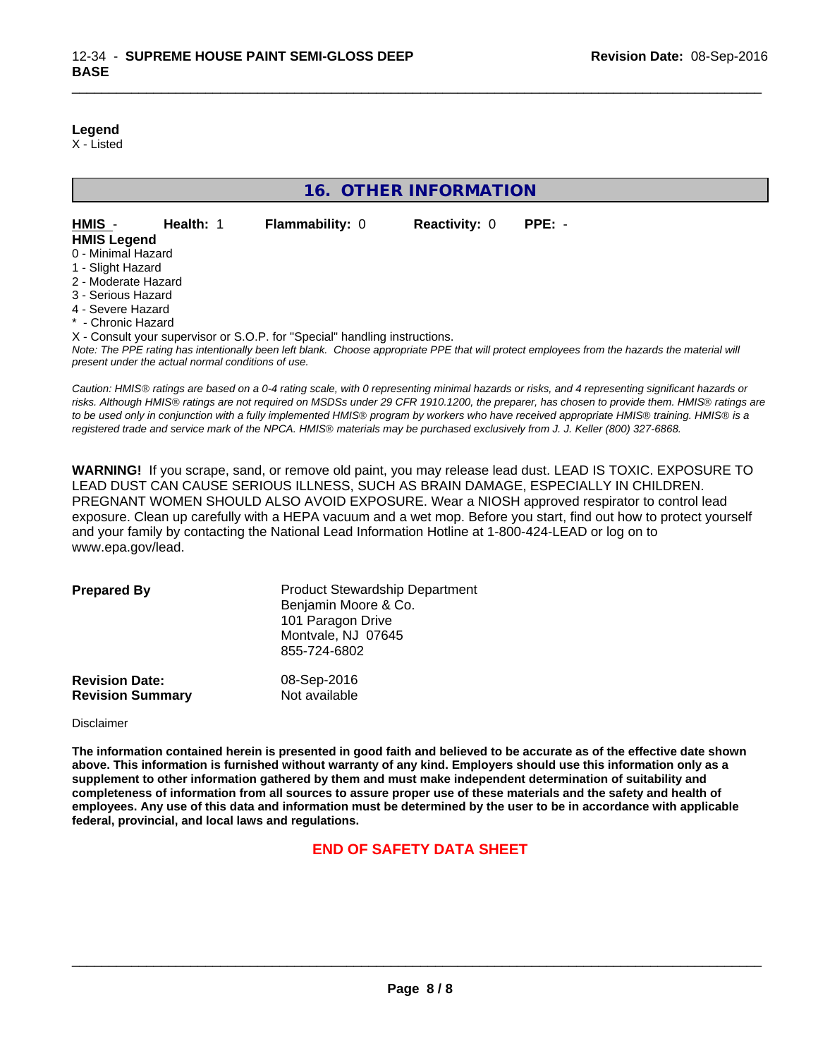**Legend**
X - Listed

## 16. OTHER INFORMATION

**HMIS** - **Health:** 1 **Flammability:** 0 **Reactivity:** 0 **PPE:** -

**HMIS Legend**
0 - Minimal Hazard
1 - Slight Hazard
2 - Moderate Hazard
3 - Serious Hazard
4 - Severe Hazard
* - Chronic Hazard
X - Consult your supervisor or S.O.P. for "Special" handling instructions.

*Note: The PPE rating has intentionally been left blank. Choose appropriate PPE that will protect employees from the hazards the material will present under the actual normal conditions of use.*

*Caution: HMIS® ratings are based on a 0-4 rating scale, with 0 representing minimal hazards or risks, and 4 representing significant hazards or risks. Although HMIS® ratings are not required on MSDSs under 29 CFR 1910.1200, the preparer, has chosen to provide them. HMIS® ratings are to be used only in conjunction with a fully implemented HMIS® program by workers who have received appropriate HMIS® training. HMIS® is a registered trade and service mark of the NPCA. HMIS® materials may be purchased exclusively from J. J. Keller (800) 327-6868.*

**WARNING!** If you scrape, sand, or remove old paint, you may release lead dust. LEAD IS TOXIC. EXPOSURE TO LEAD DUST CAN CAUSE SERIOUS ILLNESS, SUCH AS BRAIN DAMAGE, ESPECIALLY IN CHILDREN. PREGNANT WOMEN SHOULD ALSO AVOID EXPOSURE. Wear a NIOSH approved respirator to control lead exposure. Clean up carefully with a HEPA vacuum and a wet mop. Before you start, find out how to protect yourself and your family by contacting the National Lead Information Hotline at 1-800-424-LEAD or log on to www.epa.gov/lead.

**Prepared By**
Product Stewardship Department
Benjamin Moore & Co.
101 Paragon Drive
Montvale, NJ 07645
855-724-6802

**Revision Date:** 08-Sep-2016
**Revision Summary** Not available

Disclaimer

**The information contained herein is presented in good faith and believed to be accurate as of the effective date shown above. This information is furnished without warranty of any kind. Employers should use this information only as a supplement to other information gathered by them and must make independent determination of suitability and completeness of information from all sources to assure proper use of these materials and the safety and health of employees. Any use of this data and information must be determined by the user to be in accordance with applicable federal, provincial, and local laws and regulations.**

**END OF SAFETY DATA SHEET**